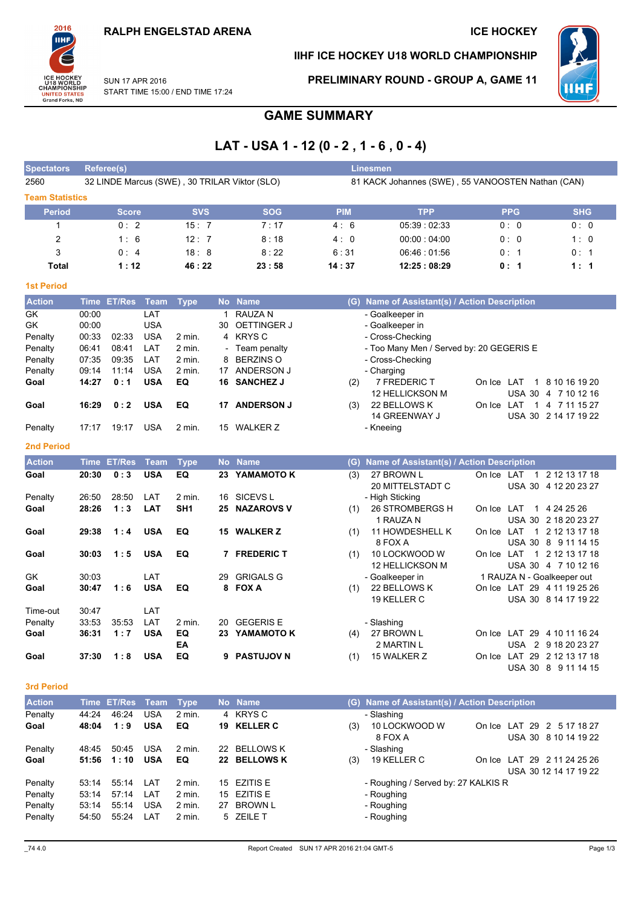RALPH ENGELSTAD ARENA

ICE HOCKEY

IIHF ICE HOCKEY U18 WORLD CHAMPIONSHIP

SUN 17 APR 2016
START TIME 15:00 / END TIME 17:24

PRELIMINARY ROUND - GROUP A, GAME 11

# GAME SUMMARY

## LAT - USA 1 - 12 (0 - 2 , 1 - 6 , 0 - 4)

| Spectators | Referee(s) | Linesmen |
|---|---|---|
| 2560 | 32 LINDE Marcus (SWE) , 30 TRILAR Viktor (SLO) | 81 KACK Johannes (SWE) , 55 VANOOSTEN Nathan (CAN) |

### Team Statistics

| Period | Score | SVS | SOG | PIM | TPP | PPG | SHG |
|---|---|---|---|---|---|---|---|
| 1 | 0 : 2 | 15 : 7 | 7 : 17 | 4 : 6 | 05:39 : 02:33 | 0 : 0 | 0 : 0 |
| 2 | 1 : 6 | 12 : 7 | 8 : 18 | 4 : 0 | 00:00 : 04:00 | 0 : 0 | 1 : 0 |
| 3 | 0 : 4 | 18 : 8 | 8 : 22 | 6 : 31 | 06:46 : 01:56 | 0 : 1 | 0 : 1 |
| **Total** | **1 : 12** | **46 : 22** | **23 : 58** | **14 : 37** | **12:25 : 08:29** | **0 : 1** | **1 : 1** |

### 1st Period

| Action | Time | ET/Res | Team | Type | No | Name | (G) | Name of Assistant(s) / Action Description | On Ice |
|---|---|---|---|---|---|---|---|---|---|
| GK | 00:00 | | LAT | | 1 | RAUZA N | | - Goalkeeper in | |
| GK | 00:00 | | USA | | 30 | OETTINGER J | | - Goalkeeper in | |
| Penalty | 00:33 | 02:33 | USA | 2 min. | 4 | KRYS C | | - Cross-Checking | |
| Penalty | 06:41 | 08:41 | LAT | 2 min. | - | Team penalty | | - Too Many Men / Served by: 20 GEGERIS E | |
| Penalty | 07:35 | 09:35 | LAT | 2 min. | 8 | BERZINS O | | - Cross-Checking | |
| Penalty | 09:14 | 11:14 | USA | 2 min. | 17 | ANDERSON J | | - Charging | |
| **Goal** | **14:27** | **0 : 1** | **USA** | **EQ** | **16** | **SANCHEZ J** | (2) | 7 FREDERIC T, 12 HELLICKSON M | LAT 1 8 10 16 19 20; USA 30 4 7 10 12 16 |
| **Goal** | **16:29** | **0 : 2** | **USA** | **EQ** | **17** | **ANDERSON J** | (3) | 22 BELLOWS K, 14 GREENWAY J | LAT 1 4 7 11 15 27; USA 30 2 14 17 19 22 |
| Penalty | 17:17 | 19:17 | USA | 2 min. | 15 | WALKER Z | | - Kneeing | |

### 2nd Period

| Action | Time | ET/Res | Team | Type | No | Name | (G) | Name of Assistant(s) / Action Description | On Ice |
|---|---|---|---|---|---|---|---|---|---|
| **Goal** | **20:30** | **0 : 3** | **USA** | **EQ** | **23** | **YAMAMOTO K** | (3) | 27 BROWN L, 20 MITTELSTADT C | LAT 1 2 12 13 17 18; USA 30 4 12 20 23 27 |
| Penalty | 26:50 | 28:50 | LAT | 2 min. | 16 | SICEVS L | | - High Sticking | |
| **Goal** | **28:26** | **1 : 3** | **LAT** | **SH1** | **25** | **NAZAROVS V** | (1) | 26 STROMBERGS H, 1 RAUZA N | LAT 1 4 24 25 26; USA 30 2 18 20 23 27 |
| **Goal** | **29:38** | **1 : 4** | **USA** | **EQ** | **15** | **WALKER Z** | (1) | 11 HOWDESHELL K, 8 FOX A | LAT 1 2 12 13 17 18; USA 30 8 9 11 14 15 |
| **Goal** | **30:03** | **1 : 5** | **USA** | **EQ** | **7** | **FREDERIC T** | (1) | 10 LOCKWOOD W, 12 HELLICKSON M | LAT 1 2 12 13 17 18; USA 30 4 7 10 12 16 |
| GK | 30:03 | | LAT | | 29 | GRIGALS G | | - Goalkeeper in | 1 RAUZA N - Goalkeeper out |
| **Goal** | **30:47** | **1 : 6** | **USA** | **EQ** | **8** | **FOX A** | (1) | 22 BELLOWS K, 19 KELLER C | LAT 29 4 11 19 25 26; USA 30 8 14 17 19 22 |
| Time-out | 30:47 | | LAT | | | | | | |
| Penalty | 33:53 | 35:53 | LAT | 2 min. | 20 | GEGERIS E | | - Slashing | |
| **Goal** | **36:31** | **1 : 7** | **USA** | **EQ EA** | **23** | **YAMAMOTO K** | (4) | 27 BROWN L, 2 MARTIN L | LAT 29 4 10 11 16 24; USA 2 9 18 20 23 27 |
| **Goal** | **37:30** | **1 : 8** | **USA** | **EQ** | **9** | **PASTUJOV N** | (1) | 15 WALKER Z | LAT 29 2 12 13 17 18; USA 30 8 9 11 14 15 |

### 3rd Period

| Action | Time | ET/Res | Team | Type | No | Name | (G) | Name of Assistant(s) / Action Description | On Ice |
|---|---|---|---|---|---|---|---|---|---|
| Penalty | 44:24 | 46:24 | USA | 2 min. | 4 | KRYS C | | - Slashing | |
| **Goal** | **48:04** | **1 : 9** | **USA** | **EQ** | **19** | **KELLER C** | (3) | 10 LOCKWOOD W, 8 FOX A | LAT 29 2 5 17 18 27; USA 30 8 10 14 19 22 |
| Penalty | 48:45 | 50:45 | USA | 2 min. | 22 | BELLOWS K | | - Slashing | |
| **Goal** | **51:56** | **1 : 10** | **USA** | **EQ** | **22** | **BELLOWS K** | (3) | 19 KELLER C | LAT 29 2 11 24 25 26; USA 30 12 14 17 19 22 |
| Penalty | 53:14 | 55:14 | LAT | 2 min. | 15 | EZITIS E | | - Roughing / Served by: 27 KALKIS R | |
| Penalty | 53:14 | 57:14 | LAT | 2 min. | 15 | EZITIS E | | - Roughing | |
| Penalty | 53:14 | 55:14 | USA | 2 min. | 27 | BROWN L | | - Roughing | |
| Penalty | 54:50 | 55:24 | LAT | 2 min. | 5 | ZEILE T | | - Roughing | |

_74 4.0 Report Created SUN 17 APR 2016 21:04 GMT-5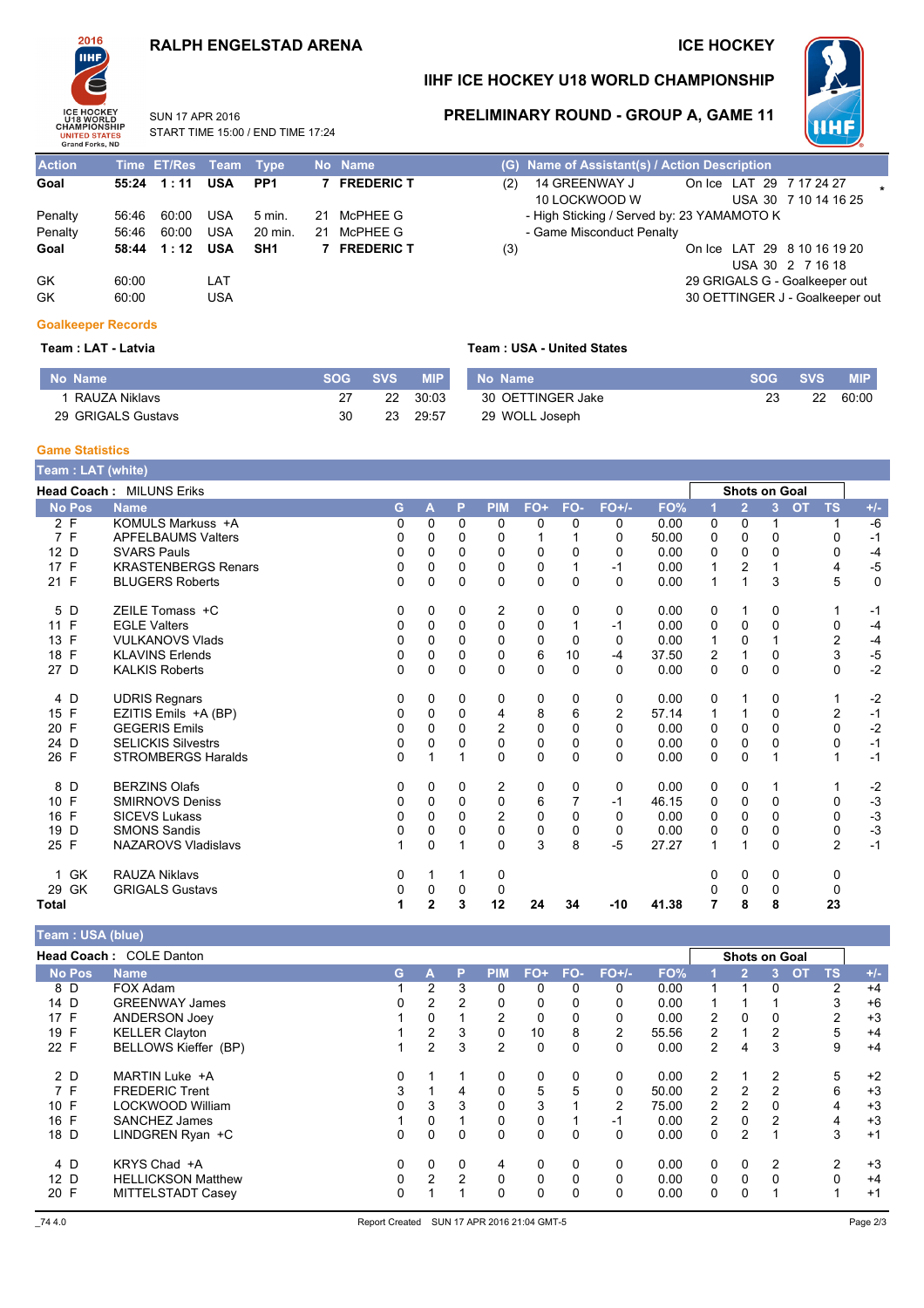# RALPH ENGELSTAD ARENA

## ICE HOCKEY

## IIHF ICE HOCKEY U18 WORLD CHAMPIONSHIP

SUN 17 APR 2016
START TIME 15:00 / END TIME 17:24

## PRELIMINARY ROUND - GROUP A, GAME 11

| Action | Time | ET/Res | Team | Type | No | Name | (G) | Name of Assistant(s) / Action Description |
|---|---|---|---|---|---|---|---|---|
| **Goal** | **55:24** | **1 : 11** | **USA** | **PP1** | **7** | **FREDERIC T** | (2) | 14 GREENWAY J / 10 LOCKWOOD W — On Ice LAT 29 7 17 24 27 / USA 30 7 10 14 16 25 * |
| Penalty | 56:46 | 60:00 | USA | 5 min. | 21 | McPHEE G | | - High Sticking / Served by: 23 YAMAMOTO K |
| Penalty | 56:46 | 60:00 | USA | 20 min. | 21 | McPHEE G | | - Game Misconduct Penalty |
| **Goal** | **58:44** | **1 : 12** | **USA** | **SH1** | **7** | **FREDERIC T** | (3) | On Ice LAT 29 8 10 16 19 20 / USA 30 2 7 16 18 |
| GK | 60:00 | | LAT | | | | | 29 GRIGALS G - Goalkeeper out |
| GK | 60:00 | | USA | | | | | 30 OETTINGER J - Goalkeeper out |

### Goalkeeper Records

**Team : LAT - Latvia**

| No | Name | SOG | SVS | MIP |
|---|---|---|---|---|
| 1 | RAUZA Niklavs | 27 | 22 | 30:03 |
| 29 | GRIGALS Gustavs | 30 | 23 | 29:57 |

**Team : USA - United States**

| No | Name | SOG | SVS | MIP |
|---|---|---|---|---|
| 30 | OETTINGER Jake | 23 | 22 | 60:00 |
| 29 | WOLL Joseph | | | |

### Game Statistics

**Team : LAT (white)**

**Head Coach :** MILUNS Eriks

| No | Pos | Name | G | A | P | PIM | FO+ | FO- | FO+/- | FO% | 1 | 2 | 3 | OT | TS | +/- |
|---|---|---|---|---|---|---|---|---|---|---|---|---|---|---|---|---|
| 2 | F | KOMULS Markuss +A | 0 | 0 | 0 | 0 | 0 | 0 | 0 | 0.00 | 0 | 0 | 1 | | 1 | -6 |
| 7 | F | APFELBAUMS Valters | 0 | 0 | 0 | 0 | 1 | 1 | 0 | 50.00 | 0 | 0 | 0 | | 0 | -1 |
| 12 | D | SVARS Pauls | 0 | 0 | 0 | 0 | 0 | 0 | 0 | 0.00 | 0 | 0 | 0 | | 0 | -4 |
| 17 | F | KRASTENBERGS Renars | 0 | 0 | 0 | 0 | 0 | 1 | -1 | 0.00 | 1 | 2 | 1 | | 4 | -5 |
| 21 | F | BLUGERS Roberts | 0 | 0 | 0 | 0 | 0 | 0 | 0 | 0.00 | 1 | 1 | 3 | | 5 | 0 |
| 5 | D | ZEILE Tomass +C | 0 | 0 | 0 | 2 | 0 | 0 | 0 | 0.00 | 0 | 1 | 0 | | 1 | -1 |
| 11 | F | EGLE Valters | 0 | 0 | 0 | 0 | 0 | 1 | -1 | 0.00 | 0 | 0 | 0 | | 0 | -4 |
| 13 | F | VULKANOVS Vlads | 0 | 0 | 0 | 0 | 0 | 0 | 0 | 0.00 | 1 | 0 | 1 | | 2 | -4 |
| 18 | F | KLAVINS Erlends | 0 | 0 | 0 | 0 | 6 | 10 | -4 | 37.50 | 2 | 1 | 0 | | 3 | -5 |
| 27 | D | KALKIS Roberts | 0 | 0 | 0 | 0 | 0 | 0 | 0 | 0.00 | 0 | 0 | 0 | | 0 | -2 |
| 4 | D | UDRIS Regnars | 0 | 0 | 0 | 0 | 0 | 0 | 0 | 0.00 | 0 | 1 | 0 | | 1 | -2 |
| 15 | F | EZITIS Emils +A (BP) | 0 | 0 | 0 | 4 | 8 | 6 | 2 | 57.14 | 1 | 1 | 0 | | 2 | -1 |
| 20 | F | GEGERIS Emils | 0 | 0 | 0 | 2 | 0 | 0 | 0 | 0.00 | 0 | 0 | 0 | | 0 | -2 |
| 24 | D | SELICKIS Silvestrs | 0 | 0 | 0 | 0 | 0 | 0 | 0 | 0.00 | 0 | 0 | 0 | | 0 | -1 |
| 26 | F | STROMBERGS Haralds | 0 | 1 | 1 | 0 | 0 | 0 | 0 | 0.00 | 0 | 0 | 1 | | 1 | -1 |
| 8 | D | BERZINS Olafs | 0 | 0 | 0 | 2 | 0 | 0 | 0 | 0.00 | 0 | 0 | 1 | | 1 | -2 |
| 10 | F | SMIRNOVS Deniss | 0 | 0 | 0 | 0 | 6 | 7 | -1 | 46.15 | 0 | 0 | 0 | | 0 | -3 |
| 16 | F | SICEVS Lukass | 0 | 0 | 0 | 2 | 0 | 0 | 0 | 0.00 | 0 | 0 | 0 | | 0 | -3 |
| 19 | D | SMONS Sandis | 0 | 0 | 0 | 0 | 0 | 0 | 0 | 0.00 | 0 | 0 | 0 | | 0 | -3 |
| 25 | F | NAZAROVS Vladislavs | 1 | 0 | 1 | 0 | 3 | 8 | -5 | 27.27 | 1 | 1 | 0 | | 2 | -1 |
| 1 | GK | RAUZA Niklavs | 0 | 1 | 1 | 0 | | | | | 0 | 0 | 0 | | 0 | |
| 29 | GK | GRIGALS Gustavs | 0 | 0 | 0 | 0 | | | | | 0 | 0 | 0 | | 0 | |
| **Total** | | | **1** | **2** | **3** | **12** | **24** | **34** | **-10** | **41.38** | **7** | **8** | **8** | | **23** | |

**Team : USA (blue)**

**Head Coach :** COLE Danton

| No | Pos | Name | G | A | P | PIM | FO+ | FO- | FO+/- | FO% | 1 | 2 | 3 | OT | TS | +/- |
|---|---|---|---|---|---|---|---|---|---|---|---|---|---|---|---|---|
| 8 | D | FOX Adam | 1 | 2 | 3 | 0 | 0 | 0 | 0 | 0.00 | 1 | 1 | 0 | | 2 | +4 |
| 14 | D | GREENWAY James | 0 | 2 | 2 | 0 | 0 | 0 | 0 | 0.00 | 1 | 1 | 1 | | 3 | +6 |
| 17 | F | ANDERSON Joey | 1 | 0 | 1 | 2 | 0 | 0 | 0 | 0.00 | 2 | 0 | 0 | | 2 | +3 |
| 19 | F | KELLER Clayton | 1 | 2 | 3 | 0 | 10 | 8 | 2 | 55.56 | 2 | 1 | 2 | | 5 | +4 |
| 22 | F | BELLOWS Kieffer (BP) | 1 | 2 | 3 | 2 | 0 | 0 | 0 | 0.00 | 2 | 4 | 3 | | 9 | +4 |
| 2 | D | MARTIN Luke +A | 0 | 1 | 1 | 0 | 0 | 0 | 0 | 0.00 | 2 | 1 | 2 | | 5 | +2 |
| 7 | F | FREDERIC Trent | 3 | 1 | 4 | 0 | 5 | 5 | 0 | 50.00 | 2 | 2 | 2 | | 6 | +3 |
| 10 | F | LOCKWOOD William | 0 | 3 | 3 | 0 | 3 | 1 | 2 | 75.00 | 2 | 2 | 0 | | 4 | +3 |
| 16 | F | SANCHEZ James | 1 | 0 | 1 | 0 | 0 | 1 | -1 | 0.00 | 2 | 0 | 2 | | 4 | +3 |
| 18 | D | LINDGREN Ryan +C | 0 | 0 | 0 | 0 | 0 | 0 | 0 | 0.00 | 0 | 2 | 1 | | 3 | +1 |
| 4 | D | KRYS Chad +A | 0 | 0 | 0 | 4 | 0 | 0 | 0 | 0.00 | 0 | 0 | 2 | | 2 | +3 |
| 12 | D | HELLICKSON Matthew | 0 | 2 | 2 | 0 | 0 | 0 | 0 | 0.00 | 0 | 0 | 0 | | 0 | +4 |
| 20 | F | MITTELSTADT Casey | 0 | 1 | 1 | 0 | 0 | 0 | 0 | 0.00 | 0 | 0 | 1 | | 1 | +1 |

_74 4.0 Report Created SUN 17 APR 2016 21:04 GMT-5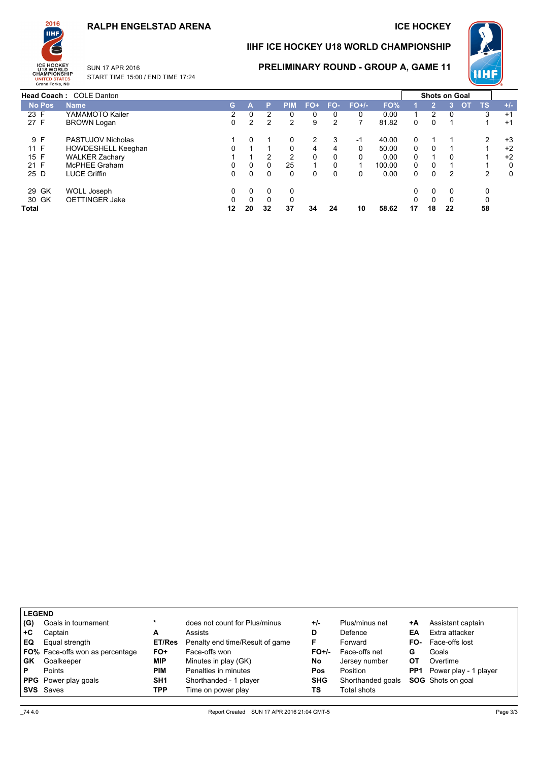# RALPH ENGELSTAD ARENA

ICE HOCKEY

## IIHF ICE HOCKEY U18 WORLD CHAMPIONSHIP

SUN 17 APR 2016
START TIME 15:00 / END TIME 17:24

## PRELIMINARY ROUND - GROUP A, GAME 11

**Head Coach :** COLE Danton

| No | Pos | Name | G | A | P | PIM | FO+ | FO- | FO+/- | FO% | Shots on Goal 1 | 2 | 3 | OT | TS | +/- |
|---|---|---|---|---|---|---|---|---|---|---|---|---|---|---|---|---|
| 23 | F | YAMAMOTO Kailer | 2 | 0 | 2 | 0 | 0 | 0 | 0 | 0.00 | 1 | 2 | 0 | | 3 | +1 |
| 27 | F | BROWN Logan | 0 | 2 | 2 | 2 | 9 | 2 | 7 | 81.82 | 0 | 0 | 1 | | 1 | +1 |
| 9 | F | PASTUJOV Nicholas | 1 | 0 | 1 | 0 | 2 | 3 | -1 | 40.00 | 0 | 1 | 1 | | 2 | +3 |
| 11 | F | HOWDESHELL Keeghan | 0 | 1 | 1 | 0 | 4 | 4 | 0 | 50.00 | 0 | 0 | 1 | | 1 | +2 |
| 15 | F | WALKER Zachary | 1 | 1 | 2 | 2 | 0 | 0 | 0 | 0.00 | 0 | 1 | 0 | | 1 | +2 |
| 21 | F | McPHEE Graham | 0 | 0 | 0 | 25 | 1 | 0 | 1 | 100.00 | 0 | 0 | 1 | | 1 | 0 |
| 25 | D | LUCE Griffin | 0 | 0 | 0 | 0 | 0 | 0 | 0 | 0.00 | 0 | 0 | 2 | | 2 | 0 |
| 29 | GK | WOLL Joseph | 0 | 0 | 0 | 0 | | | | | 0 | 0 | 0 | | 0 | |
| 30 | GK | OETTINGER Jake | 0 | 0 | 0 | 0 | | | | | 0 | 0 | 0 | | 0 | |
| **Total** | | | **12** | **20** | **32** | **37** | **34** | **24** | **10** | **58.62** | **17** | **18** | **22** | | **58** | |

**LEGEND**

| | | | | | | | |
|---|---|---|---|---|---|---|---|
| **(G)** | Goals in tournament | * | does not count for Plus/minus | **+/-** | Plus/minus net | **+A** | Assistant captain |
| **+C** | Captain | **A** | Assists | **D** | Defence | **EA** | Extra attacker |
| **EQ** | Equal strength | **ET/Res** | Penalty end time/Result of game | **F** | Forward | **FO-** | Face-offs lost |
| **FO%** | Face-offs won as percentage | **FO+** | Face-offs won | **FO+/-** | Face-offs net | **G** | Goals |
| **GK** | Goalkeeper | **MIP** | Minutes in play (GK) | **No** | Jersey number | **OT** | Overtime |
| **P** | Points | **PIM** | Penalties in minutes | **Pos** | Position | **PP1** | Power play - 1 player |
| **PPG** | Power play goals | **SH1** | Shorthanded - 1 player | **SHG** | Shorthanded goals | **SOG** | Shots on goal |
| **SVS** | Saves | **TPP** | Time on power play | **TS** | Total shots | | |

_74 4.0 Report Created SUN 17 APR 2016 21:04 GMT-5